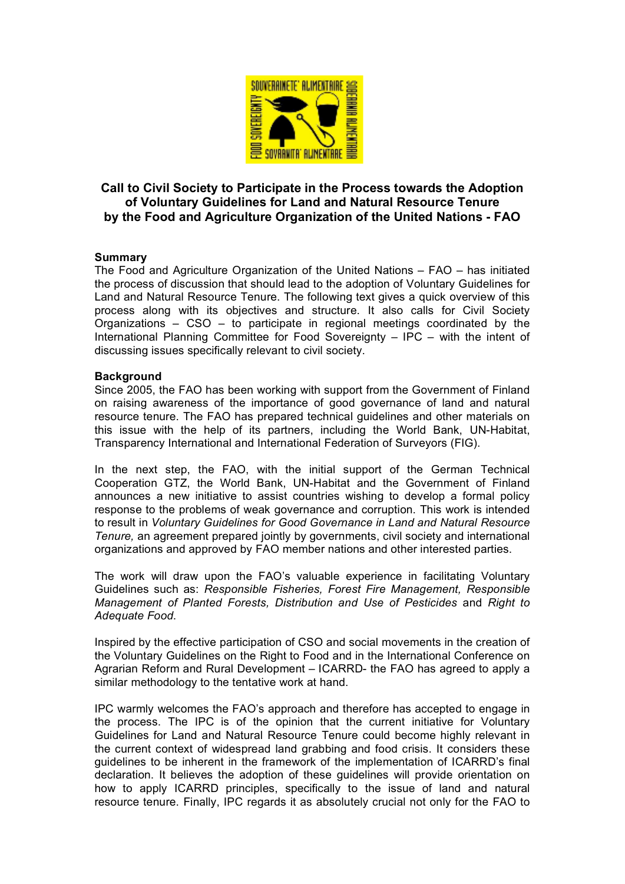# Call to Civil Society to Participate in the Process towards the Adoption of Voluntary Guidelines for Land and Natural Resource Tenure by the Food and Agriculture Organization of the United Nations - FAO

## Summary

The Food and Agriculture Organization of the United Nations – FAO – has initiated the process of discussion that should lead to the adoption of Voluntary Guidelines for Land and Natural Resource Tenure. The following text gives a quick overview of this process along with its objectives and structure. It also calls for Civil Society Organizations – CSO – to participate in regional meetings coordinated by the International Planning Committee for Food Sovereignty – IPC – with the intent of discussing issues specifically relevant to civil society.

## Background

Since 2005, the FAO has been working with support from the Government of Finland on raising awareness of the importance of good governance of land and natural resource tenure. The FAO has prepared technical guidelines and other materials on this issue with the help of its partners, including the World Bank, UN-Habitat, Transparency International and International Federation of Surveyors (FIG).

In the next step, the FAO, with the initial support of the German Technical Cooperation GTZ, the World Bank, UN-Habitat and the Government of Finland announces a new initiative to assist countries wishing to develop a formal policy response to the problems of weak governance and corruption. This work is intended to result in *Voluntary Guidelines for Good Governance in Land and Natural Resource Tenure,* an agreement prepared jointly by governments, civil society and international organizations and approved by FAO member nations and other interested parties.

The work will draw upon the FAO's valuable experience in facilitating Voluntary Guidelines such as: *Responsible Fisheries, Forest Fire Management, Responsible Management of Planted Forests, Distribution and Use of Pesticides* and *Right to Adequate Food*.

Inspired by the effective participation of CSO and social movements in the creation of the Voluntary Guidelines on the Right to Food and in the International Conference on Agrarian Reform and Rural Development – ICARRD- the FAO has agreed to apply a similar methodology to the tentative work at hand.

IPC warmly welcomes the FAO's approach and therefore has accepted to engage in the process. The IPC is of the opinion that the current initiative for Voluntary Guidelines for Land and Natural Resource Tenure could become highly relevant in the current context of widespread land grabbing and food crisis. It considers these guidelines to be inherent in the framework of the implementation of ICARRD's final declaration. It believes the adoption of these guidelines will provide orientation on how to apply ICARRD principles, specifically to the issue of land and natural resource tenure. Finally, IPC regards it as absolutely crucial not only for the FAO to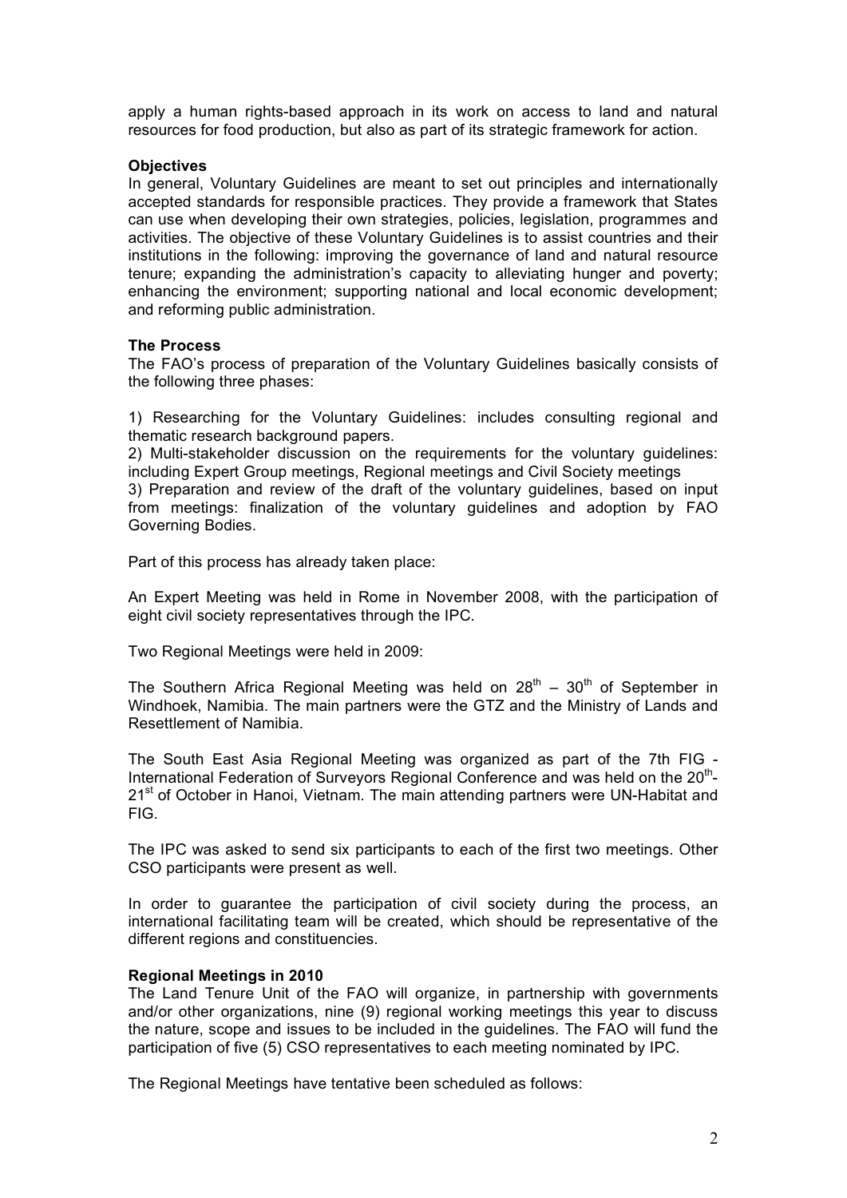apply a human rights-based approach in its work on access to land and natural resources for food production, but also as part of its strategic framework for action.

**Objectives**

In general, Voluntary Guidelines are meant to set out principles and internationally accepted standards for responsible practices. They provide a framework that States can use when developing their own strategies, policies, legislation, programmes and activities. The objective of these Voluntary Guidelines is to assist countries and their institutions in the following: improving the governance of land and natural resource tenure; expanding the administration's capacity to alleviating hunger and poverty; enhancing the environment; supporting national and local economic development; and reforming public administration.

**The Process**

The FAO's process of preparation of the Voluntary Guidelines basically consists of the following three phases:

1) Researching for the Voluntary Guidelines: includes consulting regional and thematic research background papers.
2) Multi-stakeholder discussion on the requirements for the voluntary guidelines: including Expert Group meetings, Regional meetings and Civil Society meetings
3) Preparation and review of the draft of the voluntary guidelines, based on input from meetings: finalization of the voluntary guidelines and adoption by FAO Governing Bodies.

Part of this process has already taken place:

An Expert Meeting was held in Rome in November 2008, with the participation of eight civil society representatives through the IPC.

Two Regional Meetings were held in 2009:

The Southern Africa Regional Meeting was held on 28th – 30th of September in Windhoek, Namibia. The main partners were the GTZ and the Ministry of Lands and Resettlement of Namibia.

The South East Asia Regional Meeting was organized as part of the 7th FIG - International Federation of Surveyors Regional Conference and was held on the 20th-21st of October in Hanoi, Vietnam. The main attending partners were UN-Habitat and FIG.

The IPC was asked to send six participants to each of the first two meetings. Other CSO participants were present as well.

In order to guarantee the participation of civil society during the process, an international facilitating team will be created, which should be representative of the different regions and constituencies.

**Regional Meetings in 2010**

The Land Tenure Unit of the FAO will organize, in partnership with governments and/or other organizations, nine (9) regional working meetings this year to discuss the nature, scope and issues to be included in the guidelines. The FAO will fund the participation of five (5) CSO representatives to each meeting nominated by IPC.

The Regional Meetings have tentative been scheduled as follows: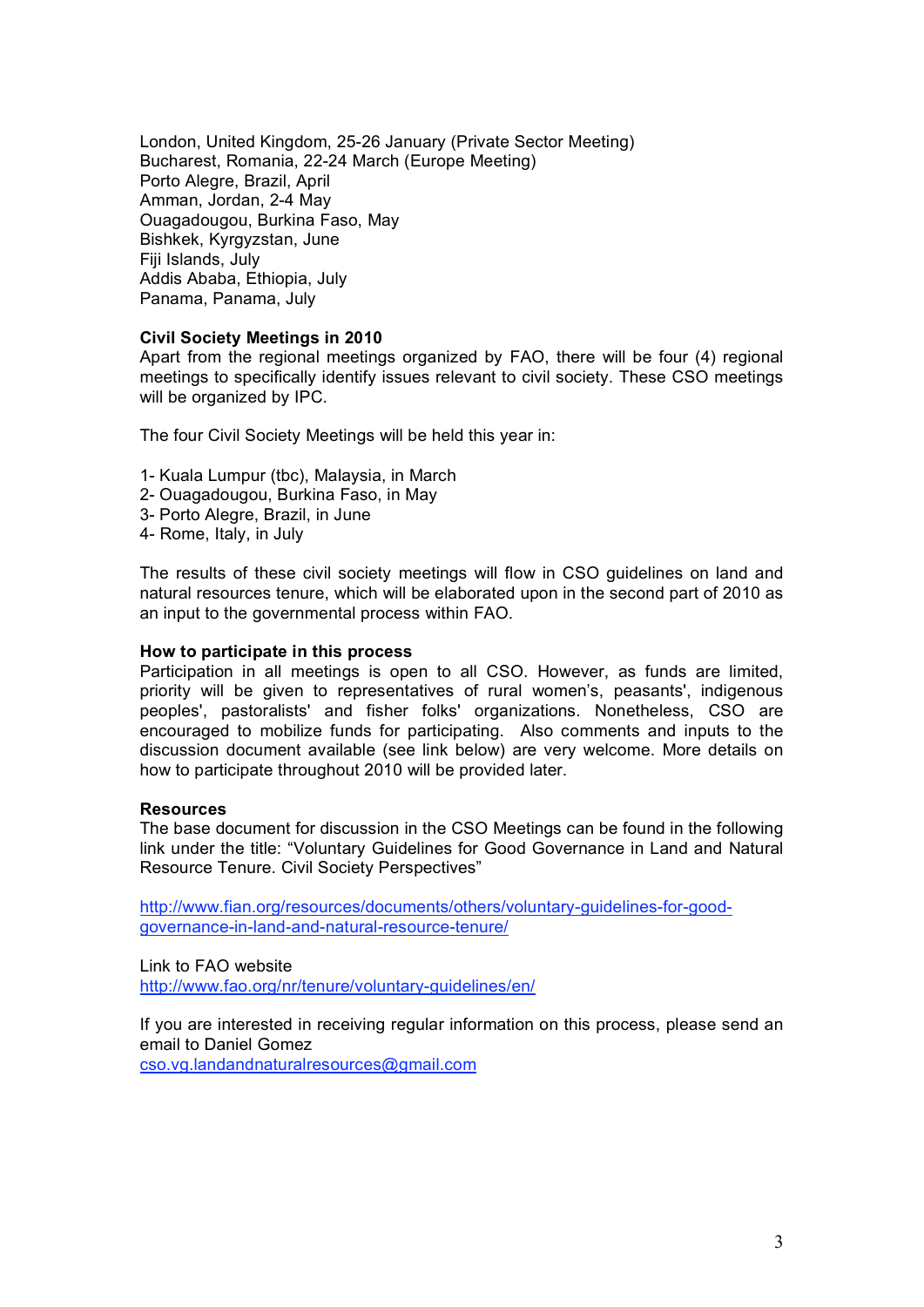London, United Kingdom, 25-26 January (Private Sector Meeting)
Bucharest, Romania, 22-24 March (Europe Meeting)
Porto Alegre, Brazil, April
Amman, Jordan, 2-4 May
Ouagadougou, Burkina Faso, May
Bishkek, Kyrgyzstan, June
Fiji Islands, July
Addis Ababa, Ethiopia, July
Panama, Panama, July

**Civil Society Meetings in 2010**
Apart from the regional meetings organized by FAO, there will be four (4) regional meetings to specifically identify issues relevant to civil society. These CSO meetings will be organized by IPC.

The four Civil Society Meetings will be held this year in:

1- Kuala Lumpur (tbc), Malaysia, in March
2- Ouagadougou, Burkina Faso, in May
3- Porto Alegre, Brazil, in June
4- Rome, Italy, in July

The results of these civil society meetings will flow in CSO guidelines on land and natural resources tenure, which will be elaborated upon in the second part of 2010 as an input to the governmental process within FAO.

**How to participate in this process**
Participation in all meetings is open to all CSO. However, as funds are limited, priority will be given to representatives of rural women's, peasants', indigenous peoples', pastoralists' and fisher folks' organizations. Nonetheless, CSO are encouraged to mobilize funds for participating. Also comments and inputs to the discussion document available (see link below) are very welcome. More details on how to participate throughout 2010 will be provided later.

**Resources**
The base document for discussion in the CSO Meetings can be found in the following link under the title: "Voluntary Guidelines for Good Governance in Land and Natural Resource Tenure. Civil Society Perspectives"

http://www.fian.org/resources/documents/others/voluntary-guidelines-for-good-governance-in-land-and-natural-resource-tenure/

Link to FAO website
http://www.fao.org/nr/tenure/voluntary-guidelines/en/

If you are interested in receiving regular information on this process, please send an email to Daniel Gomez
cso.vg.landandnaturalresources@gmail.com